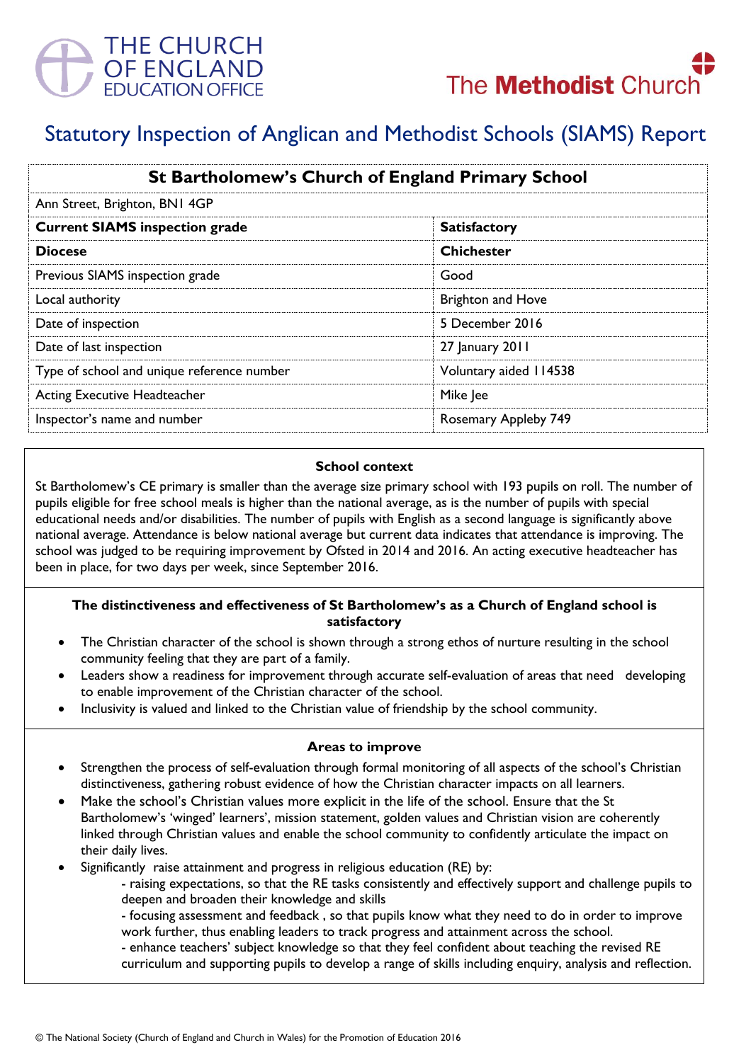THE CHURCH OF ENGLAND EDUCATION OFFICE

The Methodist Church

# Statutory Inspection of Anglican and Methodist Schools (SIAMS) Report

| St Bartholomew's Church of England Primary School | |
|---|---|
| Ann Street, Brighton, BN1 4GP | |
| **Current SIAMS inspection grade** | **Satisfactory** |
| **Diocese** | **Chichester** |
| Previous SIAMS inspection grade | Good |
| Local authority | Brighton and Hove |
| Date of inspection | 5 December 2016 |
| Date of last inspection | 27 January 2011 |
| Type of school and unique reference number | Voluntary aided 114538 |
| Acting Executive Headteacher | Mike Jee |
| Inspector's name and number | Rosemary Appleby 749 |

### School context

St Bartholomew's CE primary is smaller than the average size primary school with 193 pupils on roll. The number of pupils eligible for free school meals is higher than the national average, as is the number of pupils with special educational needs and/or disabilities. The number of pupils with English as a second language is significantly above national average. Attendance is below national average but current data indicates that attendance is improving. The school was judged to be requiring improvement by Ofsted in 2014 and 2016. An acting executive headteacher has been in place, for two days per week, since September 2016.

### The distinctiveness and effectiveness of St Bartholomew's as a Church of England school is satisfactory

- The Christian character of the school is shown through a strong ethos of nurture resulting in the school community feeling that they are part of a family.
- Leaders show a readiness for improvement through accurate self-evaluation of areas that need developing to enable improvement of the Christian character of the school.
- Inclusivity is valued and linked to the Christian value of friendship by the school community.

### Areas to improve

- Strengthen the process of self-evaluation through formal monitoring of all aspects of the school's Christian distinctiveness, gathering robust evidence of how the Christian character impacts on all learners.
- Make the school's Christian values more explicit in the life of the school. Ensure that the St Bartholomew's 'winged' learners', mission statement, golden values and Christian vision are coherently linked through Christian values and enable the school community to confidently articulate the impact on their daily lives.
- Significantly raise attainment and progress in religious education (RE) by:
  - raising expectations, so that the RE tasks consistently and effectively support and challenge pupils to deepen and broaden their knowledge and skills
  - focusing assessment and feedback , so that pupils know what they need to do in order to improve work further, thus enabling leaders to track progress and attainment across the school.
  - enhance teachers' subject knowledge so that they feel confident about teaching the revised RE curriculum and supporting pupils to develop a range of skills including enquiry, analysis and reflection.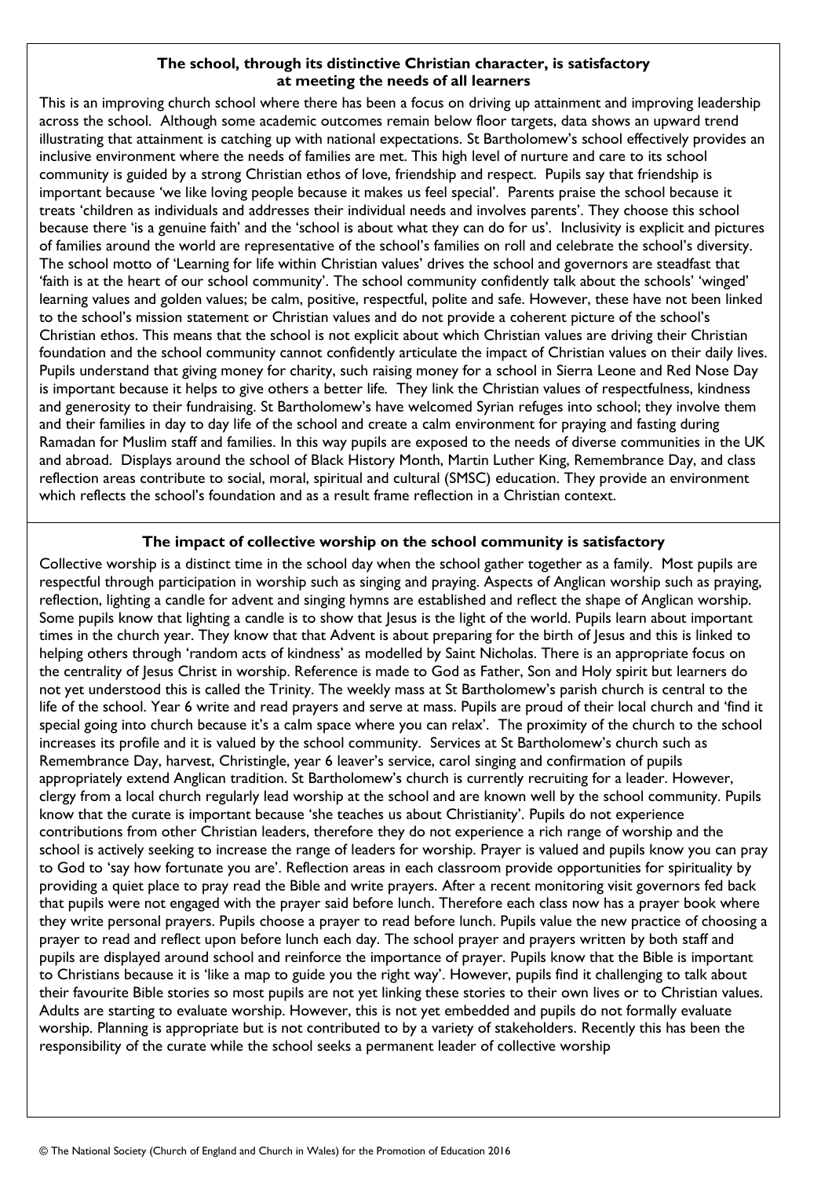**The school, through its distinctive Christian character, is satisfactory at meeting the needs of all learners**

This is an improving church school where there has been a focus on driving up attainment and improving leadership across the school. Although some academic outcomes remain below floor targets, data shows an upward trend illustrating that attainment is catching up with national expectations. St Bartholomew's school effectively provides an inclusive environment where the needs of families are met. This high level of nurture and care to its school community is guided by a strong Christian ethos of love, friendship and respect. Pupils say that friendship is important because 'we like loving people because it makes us feel special'. Parents praise the school because it treats 'children as individuals and addresses their individual needs and involves parents'. They choose this school because there 'is a genuine faith' and the 'school is about what they can do for us'. Inclusivity is explicit and pictures of families around the world are representative of the school's families on roll and celebrate the school's diversity. The school motto of 'Learning for life within Christian values' drives the school and governors are steadfast that 'faith is at the heart of our school community'. The school community confidently talk about the schools' 'winged' learning values and golden values; be calm, positive, respectful, polite and safe. However, these have not been linked to the school's mission statement or Christian values and do not provide a coherent picture of the school's Christian ethos. This means that the school is not explicit about which Christian values are driving their Christian foundation and the school community cannot confidently articulate the impact of Christian values on their daily lives. Pupils understand that giving money for charity, such raising money for a school in Sierra Leone and Red Nose Day is important because it helps to give others a better life. They link the Christian values of respectfulness, kindness and generosity to their fundraising. St Bartholomew's have welcomed Syrian refuges into school; they involve them and their families in day to day life of the school and create a calm environment for praying and fasting during Ramadan for Muslim staff and families. In this way pupils are exposed to the needs of diverse communities in the UK and abroad. Displays around the school of Black History Month, Martin Luther King, Remembrance Day, and class reflection areas contribute to social, moral, spiritual and cultural (SMSC) education. They provide an environment which reflects the school's foundation and as a result frame reflection in a Christian context.

**The impact of collective worship on the school community is satisfactory**

Collective worship is a distinct time in the school day when the school gather together as a family. Most pupils are respectful through participation in worship such as singing and praying. Aspects of Anglican worship such as praying, reflection, lighting a candle for advent and singing hymns are established and reflect the shape of Anglican worship. Some pupils know that lighting a candle is to show that Jesus is the light of the world. Pupils learn about important times in the church year. They know that that Advent is about preparing for the birth of Jesus and this is linked to helping others through 'random acts of kindness' as modelled by Saint Nicholas. There is an appropriate focus on the centrality of Jesus Christ in worship. Reference is made to God as Father, Son and Holy spirit but learners do not yet understood this is called the Trinity. The weekly mass at St Bartholomew's parish church is central to the life of the school. Year 6 write and read prayers and serve at mass. Pupils are proud of their local church and 'find it special going into church because it's a calm space where you can relax'. The proximity of the church to the school increases its profile and it is valued by the school community. Services at St Bartholomew's church such as Remembrance Day, harvest, Christingle, year 6 leaver's service, carol singing and confirmation of pupils appropriately extend Anglican tradition. St Bartholomew's church is currently recruiting for a leader. However, clergy from a local church regularly lead worship at the school and are known well by the school community. Pupils know that the curate is important because 'she teaches us about Christianity'. Pupils do not experience contributions from other Christian leaders, therefore they do not experience a rich range of worship and the school is actively seeking to increase the range of leaders for worship. Prayer is valued and pupils know you can pray to God to 'say how fortunate you are'. Reflection areas in each classroom provide opportunities for spirituality by providing a quiet place to pray read the Bible and write prayers. After a recent monitoring visit governors fed back that pupils were not engaged with the prayer said before lunch. Therefore each class now has a prayer book where they write personal prayers. Pupils choose a prayer to read before lunch. Pupils value the new practice of choosing a prayer to read and reflect upon before lunch each day. The school prayer and prayers written by both staff and pupils are displayed around school and reinforce the importance of prayer. Pupils know that the Bible is important to Christians because it is 'like a map to guide you the right way'. However, pupils find it challenging to talk about their favourite Bible stories so most pupils are not yet linking these stories to their own lives or to Christian values. Adults are starting to evaluate worship. However, this is not yet embedded and pupils do not formally evaluate worship. Planning is appropriate but is not contributed to by a variety of stakeholders. Recently this has been the responsibility of the curate while the school seeks a permanent leader of collective worship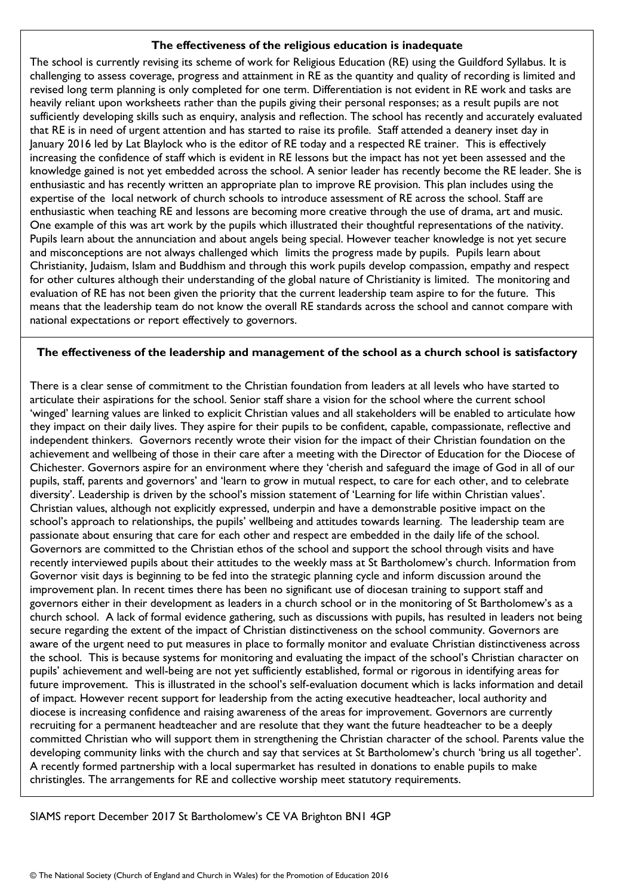### The effectiveness of the religious education is inadequate

The school is currently revising its scheme of work for Religious Education (RE) using the Guildford Syllabus. It is challenging to assess coverage, progress and attainment in RE as the quantity and quality of recording is limited and revised long term planning is only completed for one term. Differentiation is not evident in RE work and tasks are heavily reliant upon worksheets rather than the pupils giving their personal responses; as a result pupils are not sufficiently developing skills such as enquiry, analysis and reflection. The school has recently and accurately evaluated that RE is in need of urgent attention and has started to raise its profile. Staff attended a deanery inset day in January 2016 led by Lat Blaylock who is the editor of RE today and a respected RE trainer. This is effectively increasing the confidence of staff which is evident in RE lessons but the impact has not yet been assessed and the knowledge gained is not yet embedded across the school. A senior leader has recently become the RE leader. She is enthusiastic and has recently written an appropriate plan to improve RE provision. This plan includes using the expertise of the local network of church schools to introduce assessment of RE across the school. Staff are enthusiastic when teaching RE and lessons are becoming more creative through the use of drama, art and music. One example of this was art work by the pupils which illustrated their thoughtful representations of the nativity. Pupils learn about the annunciation and about angels being special. However teacher knowledge is not yet secure and misconceptions are not always challenged which limits the progress made by pupils. Pupils learn about Christianity, Judaism, Islam and Buddhism and through this work pupils develop compassion, empathy and respect for other cultures although their understanding of the global nature of Christianity is limited. The monitoring and evaluation of RE has not been given the priority that the current leadership team aspire to for the future. This means that the leadership team do not know the overall RE standards across the school and cannot compare with national expectations or report effectively to governors.

### The effectiveness of the leadership and management of the school as a church school is satisfactory

There is a clear sense of commitment to the Christian foundation from leaders at all levels who have started to articulate their aspirations for the school. Senior staff share a vision for the school where the current school 'winged' learning values are linked to explicit Christian values and all stakeholders will be enabled to articulate how they impact on their daily lives. They aspire for their pupils to be confident, capable, compassionate, reflective and independent thinkers. Governors recently wrote their vision for the impact of their Christian foundation on the achievement and wellbeing of those in their care after a meeting with the Director of Education for the Diocese of Chichester. Governors aspire for an environment where they 'cherish and safeguard the image of God in all of our pupils, staff, parents and governors' and 'learn to grow in mutual respect, to care for each other, and to celebrate diversity'. Leadership is driven by the school's mission statement of 'Learning for life within Christian values'. Christian values, although not explicitly expressed, underpin and have a demonstrable positive impact on the school's approach to relationships, the pupils' wellbeing and attitudes towards learning. The leadership team are passionate about ensuring that care for each other and respect are embedded in the daily life of the school. Governors are committed to the Christian ethos of the school and support the school through visits and have recently interviewed pupils about their attitudes to the weekly mass at St Bartholomew's church. Information from Governor visit days is beginning to be fed into the strategic planning cycle and inform discussion around the improvement plan. In recent times there has been no significant use of diocesan training to support staff and governors either in their development as leaders in a church school or in the monitoring of St Bartholomew's as a church school. A lack of formal evidence gathering, such as discussions with pupils, has resulted in leaders not being secure regarding the extent of the impact of Christian distinctiveness on the school community. Governors are aware of the urgent need to put measures in place to formally monitor and evaluate Christian distinctiveness across the school. This is because systems for monitoring and evaluating the impact of the school's Christian character on pupils' achievement and well-being are not yet sufficiently established, formal or rigorous in identifying areas for future improvement. This is illustrated in the school's self-evaluation document which is lacks information and detail of impact. However recent support for leadership from the acting executive headteacher, local authority and diocese is increasing confidence and raising awareness of the areas for improvement. Governors are currently recruiting for a permanent headteacher and are resolute that they want the future headteacher to be a deeply committed Christian who will support them in strengthening the Christian character of the school. Parents value the developing community links with the church and say that services at St Bartholomew's church 'bring us all together'. A recently formed partnership with a local supermarket has resulted in donations to enable pupils to make christingles. The arrangements for RE and collective worship meet statutory requirements.

SIAMS report December 2017 St Bartholomew's CE VA Brighton BN1 4GP

© The National Society (Church of England and Church in Wales) for the Promotion of Education 2016